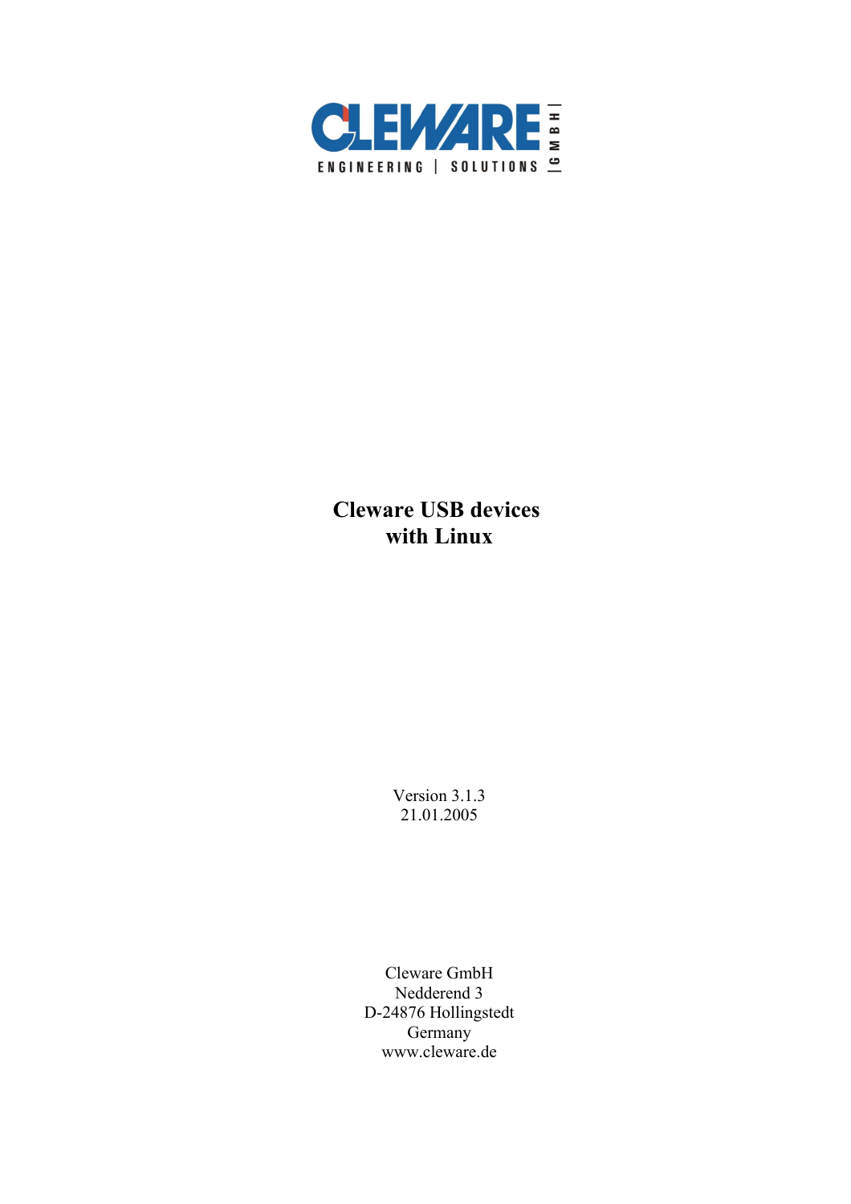CLEWARE GMBH

ENGINEERING | SOLUTIONS

# Cleware USB devices with Linux

Version 3.1.3
21.01.2005

Cleware GmbH
Nedderend 3
D-24876 Hollingstedt
Germany
www.cleware.de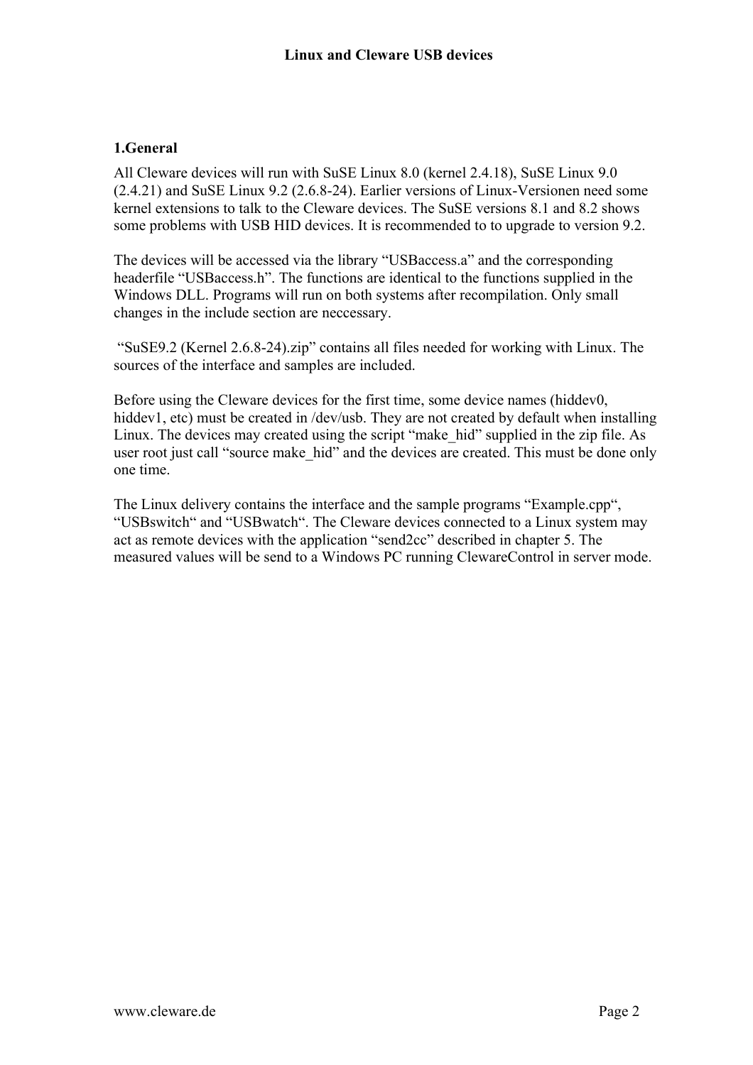## 1.General

All Cleware devices will run with SuSE Linux 8.0 (kernel 2.4.18), SuSE Linux 9.0 (2.4.21) and SuSE Linux 9.2 (2.6.8-24). Earlier versions of Linux-Versionen need some kernel extensions to talk to the Cleware devices. The SuSE versions 8.1 and 8.2 shows some problems with USB HID devices. It is recommended to to upgrade to version 9.2.

The devices will be accessed via the library “USBaccess.a” and the corresponding headerfile “USBaccess.h”. The functions are identical to the functions supplied in the Windows DLL. Programs will run on both systems after recompilation. Only small changes in the include section are neccessary.

“SuSE9.2 (Kernel 2.6.8-24).zip” contains all files needed for working with Linux. The sources of the interface and samples are included.

Before using the Cleware devices for the first time, some device names (hiddev0, hiddev1, etc) must be created in /dev/usb. They are not created by default when installing Linux. The devices may created using the script “make_hid” supplied in the zip file. As user root just call “source make_hid” and the devices are created. This must be done only one time.

The Linux delivery contains the interface and the sample programs “Example.cpp“, “USBswitch“ and “USBwatch“. The Cleware devices connected to a Linux system may act as remote devices with the application “send2cc” described in chapter 5. The measured values will be send to a Windows PC running ClewareControl in server mode.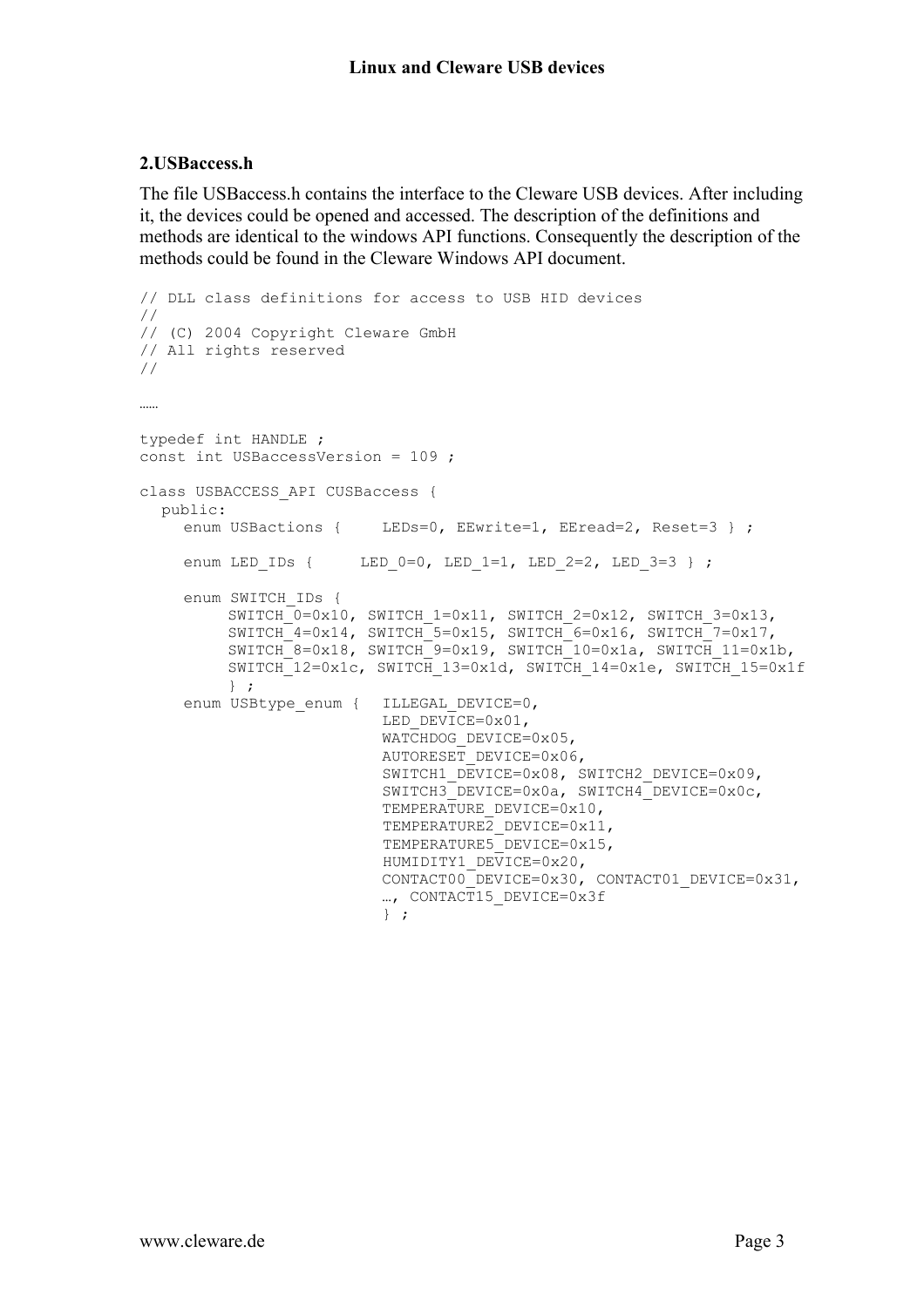## 2.USBaccess.h

The file USBaccess.h contains the interface to the Cleware USB devices. After including it, the devices could be opened and accessed. The description of the definitions and methods are identical to the windows API functions. Consequently the description of the methods could be found in the Cleware Windows API document.

```
// DLL class definitions for access to USB HID devices
//
// (C) 2004 Copyright Cleware GmbH
// All rights reserved
//

……

typedef int HANDLE ;
const int USBaccessVersion = 109 ;

class USBACCESS_API CUSBaccess {
  public:
     enum USBactions {     LEDs=0, EEwrite=1, EEread=2, Reset=3 } ;

     enum LED_IDs {     LED_0=0, LED_1=1, LED_2=2, LED_3=3 } ;

     enum SWITCH_IDs {
          SWITCH_0=0x10, SWITCH_1=0x11, SWITCH_2=0x12, SWITCH_3=0x13,
          SWITCH_4=0x14, SWITCH_5=0x15, SWITCH_6=0x16, SWITCH_7=0x17,
          SWITCH_8=0x18, SWITCH_9=0x19, SWITCH_10=0x1a, SWITCH_11=0x1b,
          SWITCH_12=0x1c, SWITCH_13=0x1d, SWITCH_14=0x1e, SWITCH_15=0x1f
          } ;
     enum USBtype_enum {   ILLEGAL_DEVICE=0,
                           LED_DEVICE=0x01,
                           WATCHDOG_DEVICE=0x05,
                           AUTORESET_DEVICE=0x06,
                           SWITCH1_DEVICE=0x08, SWITCH2_DEVICE=0x09,
                           SWITCH3_DEVICE=0x0a, SWITCH4_DEVICE=0x0c,
                           TEMPERATURE_DEVICE=0x10,
                           TEMPERATURE2_DEVICE=0x11,
                           TEMPERATURE5_DEVICE=0x15,
                           HUMIDITY1_DEVICE=0x20,
                           CONTACT00_DEVICE=0x30, CONTACT01_DEVICE=0x31,
                           …, CONTACT15_DEVICE=0x3f
                           } ;
```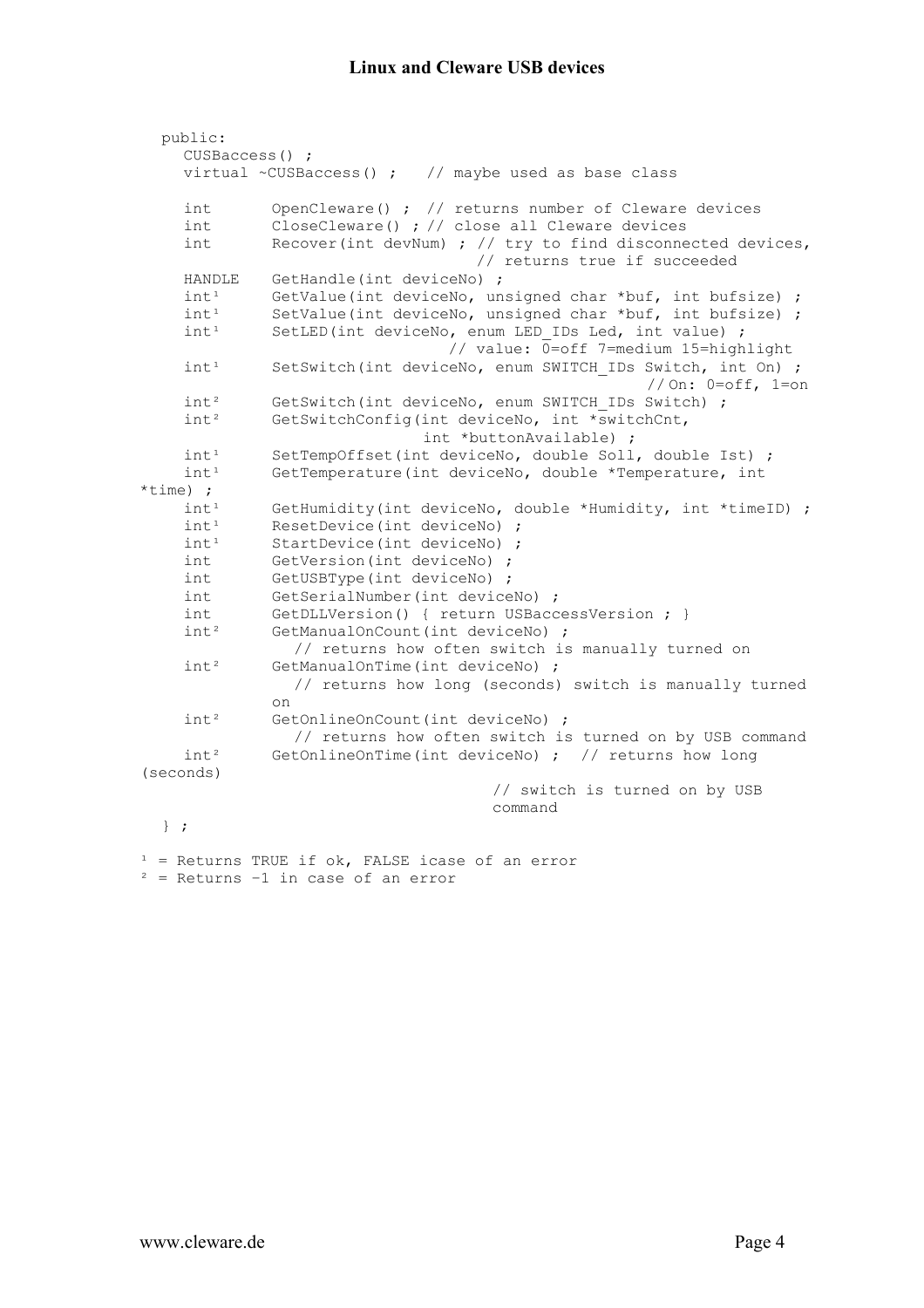```
   public:
     CUSBaccess() ;
     virtual ~CUSBaccess() ;    // maybe used as base class

     int       OpenCleware() ;  // returns number of Cleware devices
     int       CloseCleware() ; // close all Cleware devices
     int       Recover(int devNum) ; // try to find disconnected devices,
                                     // returns true if succeeded
     HANDLE    GetHandle(int deviceNo) ;
     int¹      GetValue(int deviceNo, unsigned char *buf, int bufsize) ;
     int¹      SetValue(int deviceNo, unsigned char *buf, int bufsize) ;
     int¹      SetLED(int deviceNo, enum LED_IDs Led, int value) ;
                                 // value: 0=off 7=medium 15=highlight
     int¹      SetSwitch(int deviceNo, enum SWITCH_IDs Switch, int On) ;
                                                     // On: 0=off, 1=on
     int²      GetSwitch(int deviceNo, enum SWITCH_IDs Switch) ;
     int²      GetSwitchConfig(int deviceNo, int *switchCnt,
                              int *buttonAvailable) ;
     int¹      SetTempOffset(int deviceNo, double Soll, double Ist) ;
     int¹      GetTemperature(int deviceNo, double *Temperature, int
*time) ;
     int¹      GetHumidity(int deviceNo, double *Humidity, int *timeID) ;
     int¹      ResetDevice(int deviceNo) ;
     int¹      StartDevice(int deviceNo) ;
     int       GetVersion(int deviceNo) ;
     int       GetUSBType(int deviceNo) ;
     int       GetSerialNumber(int deviceNo) ;
     int       GetDLLVersion() { return USBaccessVersion ; }
     int²      GetManualOnCount(int deviceNo) ;
                 // returns how often switch is manually turned on
     int²      GetManualOnTime(int deviceNo) ;
                 // returns how long (seconds) switch is manually turned
               on
     int²      GetOnlineOnCount(int deviceNo) ;
                 // returns how often switch is turned on by USB command
     int²      GetOnlineOnTime(int deviceNo) ;  // returns how long
(seconds)
                                      // switch is turned on by USB
                                      command
   } ;
```

[1] = Returns TRUE if ok, FALSE icase of an error
[2] = Returns -1 in case of an error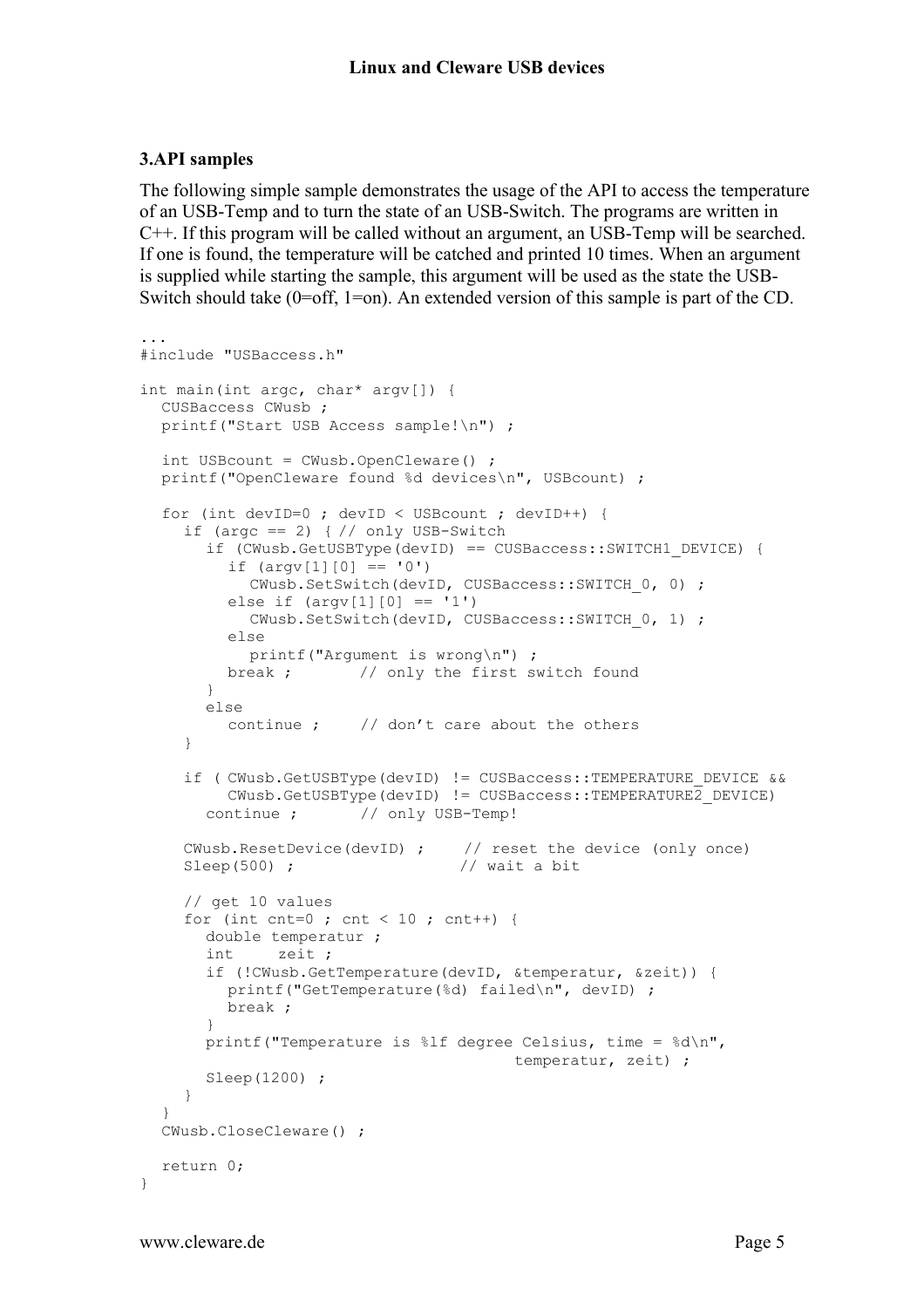## 3.API samples

The following simple sample demonstrates the usage of the API to access the temperature of an USB-Temp and to turn the state of an USB-Switch. The programs are written in C++. If this program will be called without an argument, an USB-Temp will be searched. If one is found, the temperature will be catched and printed 10 times. When an argument is supplied while starting the sample, this argument will be used as the state the USB-Switch should take (0=off, 1=on). An extended version of this sample is part of the CD.

```
...
#include "USBaccess.h"

int main(int argc, char* argv[]) {
  CUSBaccess CWusb ;
  printf("Start USB Access sample!\n") ;

  int USBcount = CWusb.OpenCleware() ;
  printf("OpenCleware found %d devices\n", USBcount) ;

  for (int devID=0 ; devID < USBcount ; devID++) {
    if (argc == 2) { // only USB-Switch
      if (CWusb.GetUSBType(devID) == CUSBaccess::SWITCH1_DEVICE) {
        if (argv[1][0] == '0')
          CWusb.SetSwitch(devID, CUSBaccess::SWITCH_0, 0) ;
        else if (argv[1][0] == '1')
          CWusb.SetSwitch(devID, CUSBaccess::SWITCH_0, 1) ;
        else
          printf("Argument is wrong\n") ;
        break ;       // only the first switch found
      }
      else
        continue ;    // don't care about the others
    }

    if ( CWusb.GetUSBType(devID) != CUSBaccess::TEMPERATURE_DEVICE &&
         CWusb.GetUSBType(devID) != CUSBaccess::TEMPERATURE2_DEVICE)
      continue ;      // only USB-Temp!

    CWusb.ResetDevice(devID) ;    // reset the device (only once)
    Sleep(500) ;                  // wait a bit

    // get 10 values
    for (int cnt=0 ; cnt < 10 ; cnt++) {
      double temperatur ;
      int    zeit ;
      if (!CWusb.GetTemperature(devID, &temperatur, &zeit)) {
        printf("GetTemperature(%d) failed\n", devID) ;
        break ;
      }
      printf("Temperature is %lf degree Celsius, time = %d\n",
                                    temperatur, zeit) ;
      Sleep(1200) ;
    }
  }
  CWusb.CloseCleware() ;

  return 0;
}
```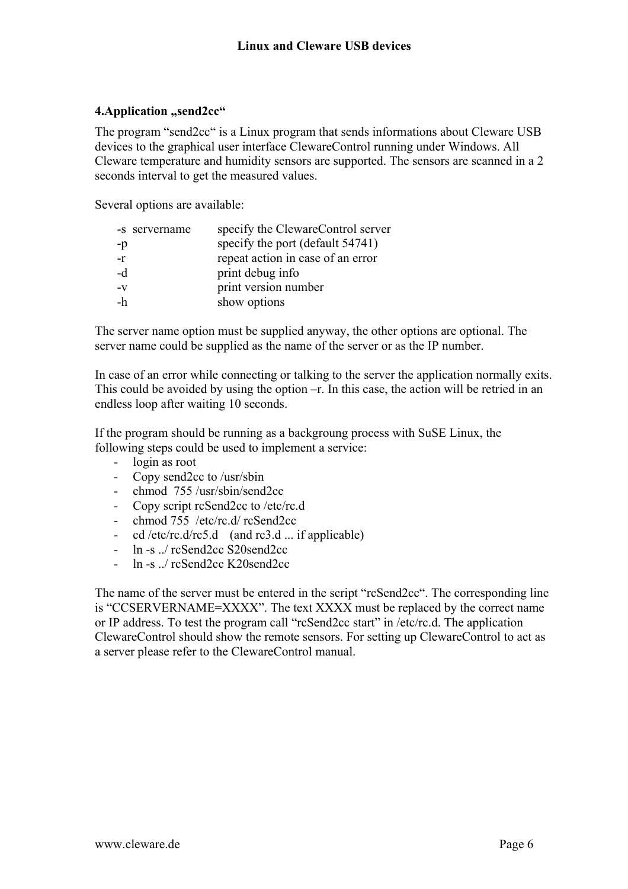## 4.Application „send2cc“

The program “send2cc“ is a Linux program that sends informations about Cleware USB devices to the graphical user interface ClewareControl running under Windows. All Cleware temperature and humidity sensors are supported. The sensors are scanned in a 2 seconds interval to get the measured values.

Several options are available:

| | |
|---|---|
| -s servername | specify the ClewareControl server |
| -p | specify the port (default 54741) |
| -r | repeat action in case of an error |
| -d | print debug info |
| -v | print version number |
| -h | show options |

The server name option must be supplied anyway, the other options are optional. The server name could be supplied as the name of the server or as the IP number.

In case of an error while connecting or talking to the server the application normally exits. This could be avoided by using the option –r. In this case, the action will be retried in an endless loop after waiting 10 seconds.

If the program should be running as a backgroung process with SuSE Linux, the following steps could be used to implement a service:

- login as root
- Copy send2cc to /usr/sbin
- chmod 755 /usr/sbin/send2cc
- Copy script rcSend2cc to /etc/rc.d
- chmod 755 /etc/rc.d/ rcSend2cc
- cd /etc/rc.d/rc5.d (and rc3.d ... if applicable)
- ln -s ../ rcSend2cc S20send2cc
- ln -s ../ rcSend2cc K20send2cc

The name of the server must be entered in the script “rcSend2cc“. The corresponding line is “CCSERVERNAME=XXXX”. The text XXXX must be replaced by the correct name or IP address. To test the program call “rcSend2cc start” in /etc/rc.d. The application ClewareControl should show the remote sensors. For setting up ClewareControl to act as a server please refer to the ClewareControl manual.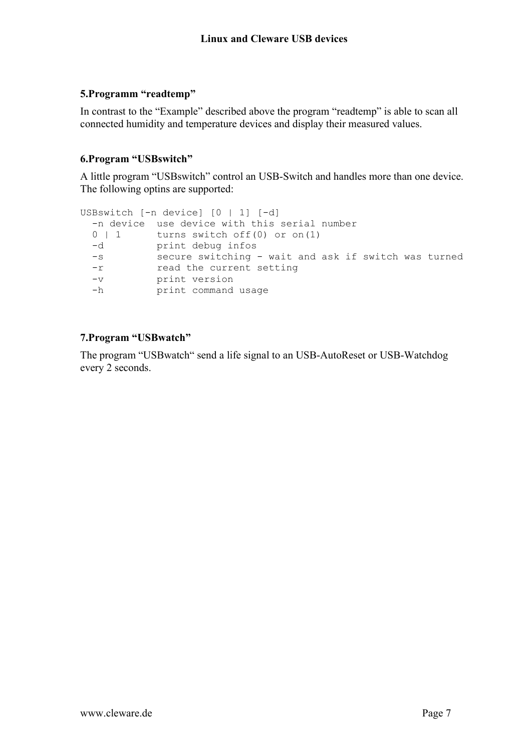## 5.Programm “readtemp”

In contrast to the “Example” described above the program “readtemp” is able to scan all connected humidity and temperature devices and display their measured values.

## 6.Program “USBswitch”

A little program “USBswitch” control an USB-Switch and handles more than one device. The following optins are supported:

```
USBswitch [-n device] [0 | 1] [-d]
  -n device  use device with this serial number
  0 | 1      turns switch off(0) or on(1)
  -d         print debug infos
  -s         secure switching - wait and ask if switch was turned
  -r         read the current setting
  -v         print version
  -h         print command usage
```

## 7.Program “USBwatch”

The program “USBwatch“ send a life signal to an USB-AutoReset or USB-Watchdog every 2 seconds.